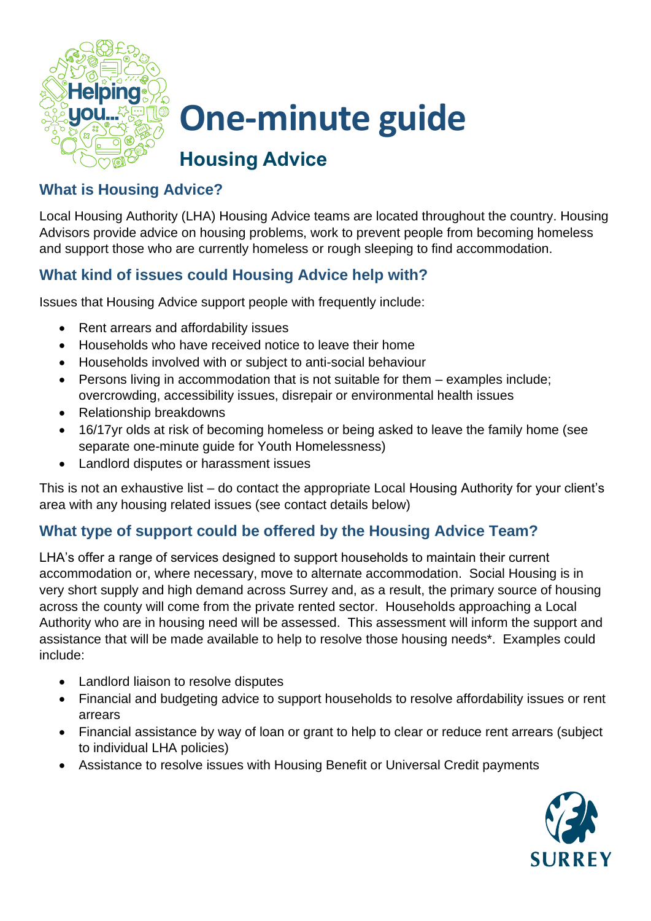# One-minute guide

## Housing Advice

### What is Housing Advice?

Local Housing Authority (LHA) Housing Advice teams are located throughout the country. Housing Advisors provide advice on housing problems, work to prevent people from becoming homeless and support those who are currently homeless or rough sleeping to find accommodation.

### What kind of issues could Housing Advice help with?

Issues that Housing Advice support people with frequently include:

- Rent arrears and affordability issues
- Households who have received notice to leave their home
- Households involved with or subject to anti-social behaviour
- Persons living in accommodation that is not suitable for them – examples include; overcrowding, accessibility issues, disrepair or environmental health issues
- Relationship breakdowns
- 16/17yr olds at risk of becoming homeless or being asked to leave the family home (see separate one-minute guide for Youth Homelessness)
- Landlord disputes or harassment issues

This is not an exhaustive list – do contact the appropriate Local Housing Authority for your client's area with any housing related issues (see contact details below)

### What type of support could be offered by the Housing Advice Team?

LHA's offer a range of services designed to support households to maintain their current accommodation or, where necessary, move to alternate accommodation. Social Housing is in very short supply and high demand across Surrey and, as a result, the primary source of housing across the county will come from the private rented sector. Households approaching a Local Authority who are in housing need will be assessed. This assessment will inform the support and assistance that will be made available to help to resolve those housing needs*. Examples could include:

- Landlord liaison to resolve disputes
- Financial and budgeting advice to support households to resolve affordability issues or rent arrears
- Financial assistance by way of loan or grant to help to clear or reduce rent arrears (subject to individual LHA policies)
- Assistance to resolve issues with Housing Benefit or Universal Credit payments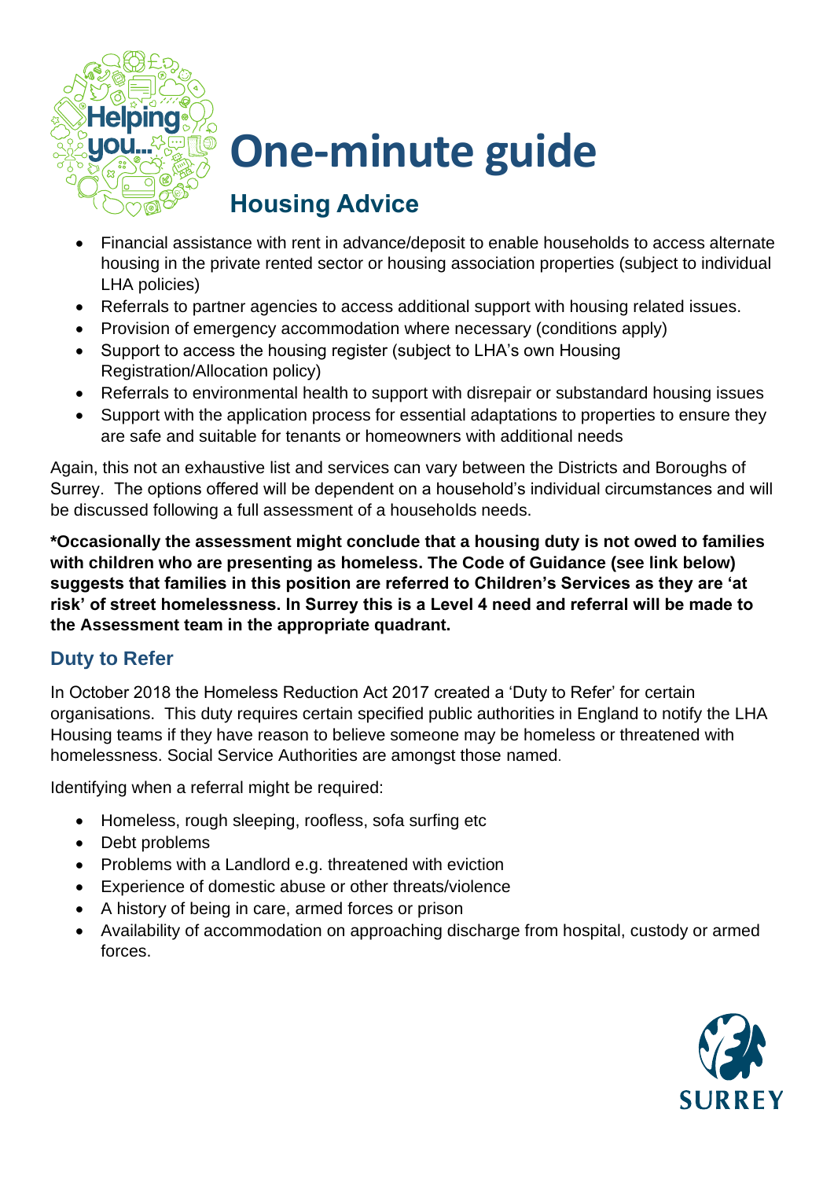# One-minute guide

## Housing Advice

- Financial assistance with rent in advance/deposit to enable households to access alternate housing in the private rented sector or housing association properties (subject to individual LHA policies)
- Referrals to partner agencies to access additional support with housing related issues.
- Provision of emergency accommodation where necessary (conditions apply)
- Support to access the housing register (subject to LHA's own Housing Registration/Allocation policy)
- Referrals to environmental health to support with disrepair or substandard housing issues
- Support with the application process for essential adaptations to properties to ensure they are safe and suitable for tenants or homeowners with additional needs

Again, this not an exhaustive list and services can vary between the Districts and Boroughs of Surrey. The options offered will be dependent on a household's individual circumstances and will be discussed following a full assessment of a households needs.

**\*Occasionally the assessment might conclude that a housing duty is not owed to families with children who are presenting as homeless. The Code of Guidance (see link below) suggests that families in this position are referred to Children's Services as they are 'at risk' of street homelessness. In Surrey this is a Level 4 need and referral will be made to the Assessment team in the appropriate quadrant.**

### Duty to Refer

In October 2018 the Homeless Reduction Act 2017 created a 'Duty to Refer' for certain organisations. This duty requires certain specified public authorities in England to notify the LHA Housing teams if they have reason to believe someone may be homeless or threatened with homelessness. Social Service Authorities are amongst those named.

Identifying when a referral might be required:

- Homeless, rough sleeping, roofless, sofa surfing etc
- Debt problems
- Problems with a Landlord e.g. threatened with eviction
- Experience of domestic abuse or other threats/violence
- A history of being in care, armed forces or prison
- Availability of accommodation on approaching discharge from hospital, custody or armed forces.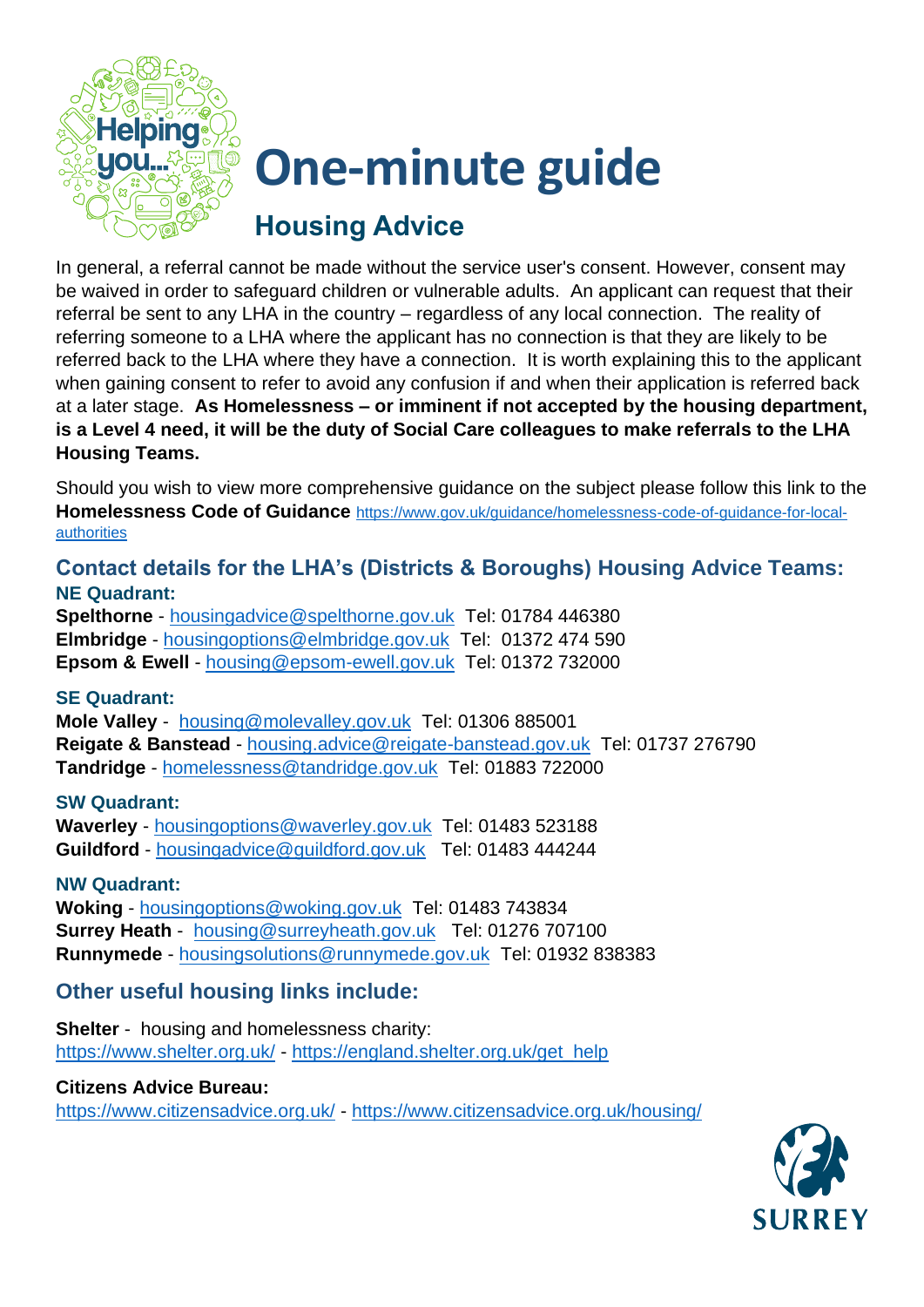# One-minute guide

## Housing Advice

In general, a referral cannot be made without the service user's consent. However, consent may be waived in order to safeguard children or vulnerable adults. An applicant can request that their referral be sent to any LHA in the country – regardless of any local connection. The reality of referring someone to a LHA where the applicant has no connection is that they are likely to be referred back to the LHA where they have a connection. It is worth explaining this to the applicant when gaining consent to refer to avoid any confusion if and when their application is referred back at a later stage. **As Homelessness – or imminent if not accepted by the housing department, is a Level 4 need, it will be the duty of Social Care colleagues to make referrals to the LHA Housing Teams.**

Should you wish to view more comprehensive guidance on the subject please follow this link to the **Homelessness Code of Guidance** https://www.gov.uk/guidance/homelessness-code-of-guidance-for-local-authorities

### Contact details for the LHA's (Districts & Boroughs) Housing Advice Teams:

**NE Quadrant:**

**Spelthorne** - housingadvice@spelthorne.gov.uk Tel: 01784 446380
**Elmbridge** - housingoptions@elmbridge.gov.uk Tel: 01372 474 590
**Epsom & Ewell** - housing@epsom-ewell.gov.uk Tel: 01372 732000

**SE Quadrant:**

**Mole Valley** - housing@molevalley.gov.uk Tel: 01306 885001
**Reigate & Banstead** - housing.advice@reigate-banstead.gov.uk Tel: 01737 276790
**Tandridge** - homelessness@tandridge.gov.uk Tel: 01883 722000

**SW Quadrant:**

**Waverley** - housingoptions@waverley.gov.uk Tel: 01483 523188
**Guildford** - housingadvice@guildford.gov.uk Tel: 01483 444244

**NW Quadrant:**

**Woking** - housingoptions@woking.gov.uk Tel: 01483 743834
**Surrey Heath** - housing@surreyheath.gov.uk Tel: 01276 707100
**Runnymede** - housingsolutions@runnymede.gov.uk Tel: 01932 838383

### Other useful housing links include:

**Shelter** - housing and homelessness charity:
https://www.shelter.org.uk/ - https://england.shelter.org.uk/get_help

**Citizens Advice Bureau:**
https://www.citizensadvice.org.uk/ - https://www.citizensadvice.org.uk/housing/